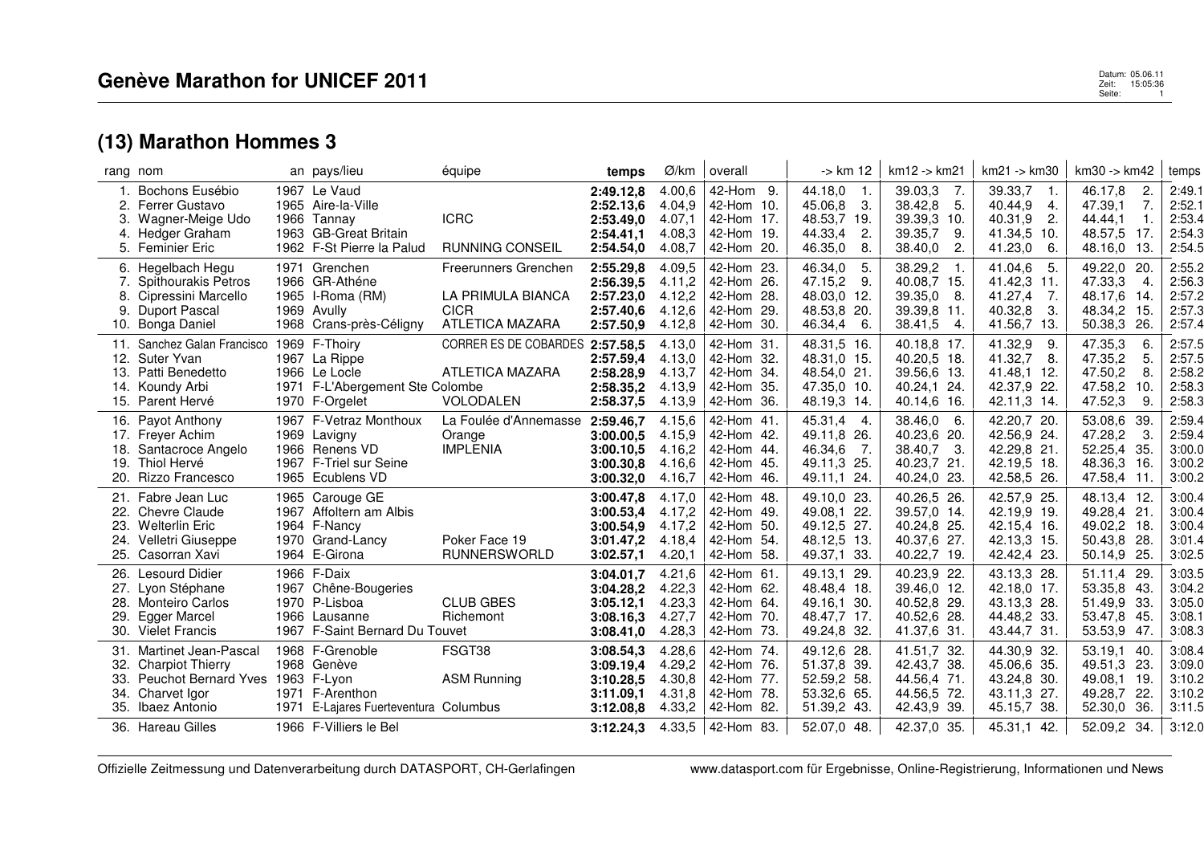# Genève Marathon for UNICEF 2011

## (13) Marathon Hommes 3

| rang | nom | an | pays/lieu | équipe | temps | Ø/km | overall | -> km 12 | km12 -> km21 | km21 -> km30 | km30 -> km42 | temps |
|---|---|---|---|---|---|---|---|---|---|---|---|---|
| 1. | Bochons Eusébio | 1967 | Le Vaud | | **2:49.12,8** | 4.00,6 | 42-Hom 9. | 44.18,0 1. | 39.03,3 7. | 39.33,7 1. | 46.17,8 2. | 2:49.1 |
| 2. | Ferrer Gustavo | 1965 | Aire-la-Ville | | **2:52.13,6** | 4.04,9 | 42-Hom 10. | 45.06,8 3. | 38.42,8 5. | 40.44,9 4. | 47.39,1 7. | 2:52.1 |
| 3. | Wagner-Meige Udo | 1966 | Tannay | ICRC | **2:53.49,0** | 4.07,1 | 42-Hom 17. | 48.53,7 19. | 39.39,3 10. | 40.31,9 2. | 44.44,1 1. | 2:53.4 |
| 4. | Hedger Graham | 1963 | GB-Great Britain | | **2:54.41,1** | 4.08,3 | 42-Hom 19. | 44.33,4 2. | 39.35,7 9. | 41.34,5 10. | 48.57,5 17. | 2:54.3 |
| 5. | Feminier Eric | 1962 | F-St Pierre la Palud | RUNNING CONSEIL | **2:54.54,0** | 4.08,7 | 42-Hom 20. | 46.35,0 8. | 38.40,0 2. | 41.23,0 6. | 48.16,0 13. | 2:54.5 |
| 6. | Hegelbach Hegu | 1971 | Grenchen | Freerunners Grenchen | **2:55.29,8** | 4.09,5 | 42-Hom 23. | 46.34,0 5. | 38.29,2 1. | 41.04,6 5. | 49.22,0 20. | 2:55.2 |
| 7. | Spithourakis Petros | 1966 | GR-Athéne | | **2:56.39,5** | 4.11,2 | 42-Hom 26. | 47.15,2 9. | 40.08,7 15. | 41.42,3 11. | 47.33,3 4. | 2:56.3 |
| 8. | Cipressini Marcello | 1965 | I-Roma (RM) | LA PRIMULA BIANCA | **2:57.23,0** | 4.12,2 | 42-Hom 28. | 48.03,0 12. | 39.35,0 8. | 41.27,4 7. | 48.17,6 14. | 2:57.2 |
| 9. | Duport Pascal | 1969 | Avully | CICR | **2:57.40,6** | 4.12,6 | 42-Hom 29. | 48.53,8 20. | 39.39,8 11. | 40.32,8 3. | 48.34,2 15. | 2:57.3 |
| 10. | Bonga Daniel | 1968 | Crans-près-Céligny | ATLETICA MAZARA | **2:57.50,9** | 4.12,8 | 42-Hom 30. | 46.34,4 6. | 38.41,5 4. | 41.56,7 13. | 50.38,3 26. | 2:57.4 |
| 11. | Sanchez Galan Francisco | 1969 | F-Thoiry | CORRER ES DE COBARDES | **2:57.58,5** | 4.13,0 | 42-Hom 31. | 48.31,5 16. | 40.18,8 17. | 41.32,9 9. | 47.35,3 6. | 2:57.5 |
| 12. | Suter Yvan | 1967 | La Rippe | | **2:57.59,4** | 4.13,0 | 42-Hom 32. | 48.31,0 15. | 40.20,5 18. | 41.32,7 8. | 47.35,2 5. | 2:57.5 |
| 13. | Patti Benedetto | 1966 | Le Locle | ATLETICA MAZARA | **2:58.28,9** | 4.13,7 | 42-Hom 34. | 48.54,0 21. | 39.56,6 13. | 41.48,1 12. | 47.50,2 8. | 2:58.2 |
| 14. | Koundy Arbi | 1971 | F-L'Abergement Ste Colombe | | **2:58.35,2** | 4.13,9 | 42-Hom 35. | 47.35,0 10. | 40.24,1 24. | 42.37,9 22. | 47.58,2 10. | 2:58.3 |
| 15. | Parent Hervé | 1970 | F-Orgelet | VOLODALEN | **2:58.37,5** | 4.13,9 | 42-Hom 36. | 48.19,3 14. | 40.14,6 16. | 42.11,3 14. | 47.52,3 9. | 2:58.3 |
| 16. | Payot Anthony | 1967 | F-Vetraz Monthoux | La Foulée d'Annemasse | **2:59.46,7** | 4.15,6 | 42-Hom 41. | 45.31,4 4. | 38.46,0 6. | 42.20,7 20. | 53.08,6 39. | 2:59.4 |
| 17. | Freyer Achim | 1969 | Lavigny | Orange | **3:00.00,5** | 4.15,9 | 42-Hom 42. | 49.11,8 26. | 40.23,6 20. | 42.56,9 24. | 47.28,2 3. | 2:59.4 |
| 18. | Santacroce Angelo | 1966 | Renens VD | IMPLENIA | **3:00.10,5** | 4.16,2 | 42-Hom 44. | 46.34,6 7. | 38.40,7 3. | 42.29,8 21. | 52.25,4 35. | 3:00.0 |
| 19. | Thiol Hervé | 1967 | F-Triel sur Seine | | **3:00.30,8** | 4.16,6 | 42-Hom 45. | 49.11,3 25. | 40.23,7 21. | 42.19,5 18. | 48.36,3 16. | 3:00.2 |
| 20. | Rizzo Francesco | 1965 | Ecublens VD | | **3:00.32,0** | 4.16,7 | 42-Hom 46. | 49.11,1 24. | 40.24,0 23. | 42.58,5 26. | 47.58,4 11. | 3:00.2 |
| 21. | Fabre Jean Luc | 1965 | Carouge GE | | **3:00.47,8** | 4.17,0 | 42-Hom 48. | 49.10,0 23. | 40.26,5 26. | 42.57,9 25. | 48.13,4 12. | 3:00.4 |
| 22. | Chevre Claude | 1967 | Affoltern am Albis | | **3:00.53,4** | 4.17,2 | 42-Hom 49. | 49.08,1 22. | 39.57,0 14. | 42.19,9 19. | 49.28,4 21. | 3:00.4 |
| 23. | Welterlin Eric | 1964 | F-Nancy | | **3:00.54,9** | 4.17,2 | 42-Hom 50. | 49.12,5 27. | 40.24,8 25. | 42.15,4 16. | 49.02,2 18. | 3:00.4 |
| 24. | Velletri Giuseppe | 1970 | Grand-Lancy | Poker Face 19 | **3:01.47,2** | 4.18,4 | 42-Hom 54. | 48.12,5 13. | 40.37,6 27. | 42.13,3 15. | 50.43,8 28. | 3:01.4 |
| 25. | Casorran Xavi | 1964 | E-Girona | RUNNERSWORLD | **3:02.57,1** | 4.20,1 | 42-Hom 58. | 49.37,1 33. | 40.22,7 19. | 42.42,4 23. | 50.14,9 25. | 3:02.5 |
| 26. | Lesourd Didier | 1966 | F-Daix | | **3:04.01,7** | 4.21,6 | 42-Hom 61. | 49.13,1 29. | 40.23,9 22. | 43.13,3 28. | 51.11,4 29. | 3:03.5 |
| 27. | Lyon Stéphane | 1967 | Chêne-Bougeries | | **3:04.28,2** | 4.22,3 | 42-Hom 62. | 48.48,4 18. | 39.46,0 12. | 42.18,0 17. | 53.35,8 43. | 3:04.2 |
| 28. | Monteiro Carlos | 1970 | P-Lisboa | CLUB GBES | **3:05.12,1** | 4.23,3 | 42-Hom 64. | 49.16,1 30. | 40.52,8 29. | 43.13,3 28. | 51.49,9 33. | 3:05.0 |
| 29. | Egger Marcel | 1966 | Lausanne | Richemont | **3:08.16,3** | 4.27,7 | 42-Hom 70. | 48.47,7 17. | 40.52,6 28. | 44.48,2 33. | 53.47,8 45. | 3:08.1 |
| 30. | Vielet Francis | 1967 | F-Saint Bernard Du Touvet | | **3:08.41,0** | 4.28,3 | 42-Hom 73. | 49.24,8 32. | 41.37,6 31. | 43.44,7 31. | 53.53,9 47. | 3:08.3 |
| 31. | Martinet Jean-Pascal | 1968 | F-Grenoble | FSGT38 | **3:08.54,3** | 4.28,6 | 42-Hom 74. | 49.12,6 28. | 41.51,7 32. | 44.30,9 32. | 53.19,1 40. | 3:08.4 |
| 32. | Charpiot Thierry | 1968 | Genève | | **3:09.19,4** | 4.29,2 | 42-Hom 76. | 51.37,8 39. | 42.43,7 38. | 45.06,6 35. | 49.51,3 23. | 3:09.0 |
| 33. | Peuchot Bernard Yves | 1963 | F-Lyon | ASM Running | **3:10.28,5** | 4.30,8 | 42-Hom 77. | 52.59,2 58. | 44.56,4 71. | 43.24,8 30. | 49.08,1 19. | 3:10.2 |
| 34. | Charvet Igor | 1971 | F-Arenthon | | **3:11.09,1** | 4.31,8 | 42-Hom 78. | 53.32,6 65. | 44.56,5 72. | 43.11,3 27. | 49.28,7 22. | 3:10.2 |
| 35. | Ibaez Antonio | 1971 | E-Lajares Fuerteventura | Columbus | **3:12.08,8** | 4.33,2 | 42-Hom 82. | 51.39,2 43. | 42.43,9 39. | 45.15,7 38. | 52.30,0 36. | 3:11.5 |
| 36. | Hareau Gilles | 1966 | F-Villiers le Bel | | **3:12.24,3** | 4.33,5 | 42-Hom 83. | 52.07,0 48. | 42.37,0 35. | 45.31,1 42. | 52.09,2 34. | 3:12.0 |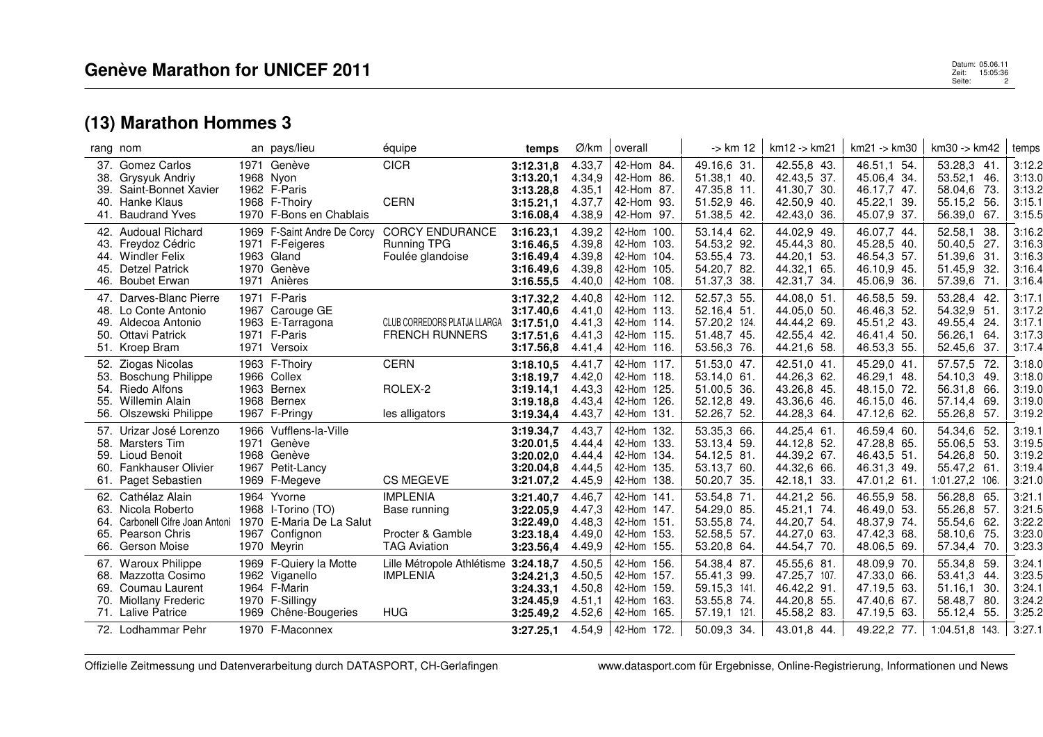# Genève Marathon for UNICEF 2011

## (13) Marathon Hommes 3

| rang | nom | an | pays/lieu | équipe | temps | Ø/km | overall | -> km 12 | km12 -> km21 | km21 -> km30 | km30 -> km42 | temps |
|---|---|---|---|---|---|---|---|---|---|---|---|---|
| 37. | Gomez Carlos | 1971 | Genève | CICR | **3:12.31,8** | 4.33,7 | 42-Hom 84. | 49.16,6 31. | 42.55,8 43. | 46.51,1 54. | 53.28,3 41. | 3:12.2 |
| 38. | Grysyuk Andriy | 1968 | Nyon | | **3:13.20,1** | 4.34,9 | 42-Hom 86. | 51.38,1 40. | 42.43,5 37. | 45.06,4 34. | 53.52,1 46. | 3:13.0 |
| 39. | Saint-Bonnet Xavier | 1962 | F-Paris | | **3:13.28,8** | 4.35,1 | 42-Hom 87. | 47.35,8 11. | 41.30,7 30. | 46.17,7 47. | 58.04,6 73. | 3:13.2 |
| 40. | Hanke Klaus | 1968 | F-Thoiry | CERN | **3:15.21,1** | 4.37,7 | 42-Hom 93. | 51.52,9 46. | 42.50,9 40. | 45.22,1 39. | 55.15,2 56. | 3:15.1 |
| 41. | Baudrand Yves | 1970 | F-Bons en Chablais | | **3:16.08,4** | 4.38,9 | 42-Hom 97. | 51.38,5 42. | 42.43,0 36. | 45.07,9 37. | 56.39,0 67. | 3:15.5 |
| 42. | Audoual Richard | 1969 | F-Saint Andre De Corcy | CORCY ENDURANCE | **3:16.23,1** | 4.39,2 | 42-Hom 100. | 53.14,4 62. | 44.02,9 49. | 46.07,7 44. | 52.58,1 38. | 3:16.2 |
| 43. | Freydoz Cédric | 1971 | F-Feigeres | Running TPG | **3:16.46,5** | 4.39,8 | 42-Hom 103. | 54.53,2 92. | 45.44,3 80. | 45.28,5 40. | 50.40,5 27. | 3:16.3 |
| 44. | Windler Felix | 1963 | Gland | Foulée glandoise | **3:16.49,4** | 4.39,8 | 42-Hom 104. | 53.55,4 73. | 44.20,1 53. | 46.54,3 57. | 51.39,6 31. | 3:16.3 |
| 45. | Detzel Patrick | 1970 | Genève | | **3:16.49,6** | 4.39,8 | 42-Hom 105. | 54.20,7 82. | 44.32,1 65. | 46.10,9 45. | 51.45,9 32. | 3:16.4 |
| 46. | Boubet Erwan | 1971 | Anières | | **3:16.55,5** | 4.40,0 | 42-Hom 108. | 51.37,3 38. | 42.31,7 34. | 45.06,9 36. | 57.39,6 71. | 3:16.4 |
| 47. | Darves-Blanc Pierre | 1971 | F-Paris | | **3:17.32,2** | 4.40,8 | 42-Hom 112. | 52.57,3 55. | 44.08,0 51. | 46.58,5 59. | 53.28,4 42. | 3:17.1 |
| 48. | Lo Conte Antonio | 1967 | Carouge GE | | **3:17.40,6** | 4.41,0 | 42-Hom 113. | 52.16,4 51. | 44.05,0 50. | 46.46,3 52. | 54.32,9 51. | 3:17.2 |
| 49. | Aldecoa Antonio | 1963 | E-Tarragona | CLUB CORREDORS PLATJA LLARGA | **3:17.51,0** | 4.41,3 | 42-Hom 114. | 57.20,2 124. | 44.44,2 69. | 45.51,2 43. | 49.55,4 24. | 3:17.1 |
| 50. | Ottavi Patrick | 1971 | F-Paris | FRENCH RUNNERS | **3:17.51,6** | 4.41,3 | 42-Hom 115. | 51.48,7 45. | 42.55,4 42. | 46.41,4 50. | 56.26,1 64. | 3:17.3 |
| 51. | Kroep Bram | 1971 | Versoix | | **3:17.56,8** | 4.41,4 | 42-Hom 116. | 53.56,3 76. | 44.21,6 58. | 46.53,3 55. | 52.45,6 37. | 3:17.4 |
| 52. | Ziogas Nicolas | 1963 | F-Thoiry | CERN | **3:18.10,5** | 4.41,7 | 42-Hom 117. | 51.53,0 47. | 42.51,0 41. | 45.29,0 41. | 57.57,5 72. | 3:18.0 |
| 53. | Boschung Philippe | 1966 | Collex | | **3:18.19,7** | 4.42,0 | 42-Hom 118. | 53.14,0 61. | 44.26,3 62. | 46.29,1 48. | 54.10,3 49. | 3:18.0 |
| 54. | Riedo Alfons | 1963 | Bernex | ROLEX-2 | **3:19.14,1** | 4.43,3 | 42-Hom 125. | 51.00,5 36. | 43.26,8 45. | 48.15,0 72. | 56.31,8 66. | 3:19.0 |
| 55. | Willemin Alain | 1968 | Bernex | | **3:19.18,8** | 4.43,4 | 42-Hom 126. | 52.12,8 49. | 43.36,6 46. | 46.15,0 46. | 57.14,4 69. | 3:19.0 |
| 56. | Olszewski Philippe | 1967 | F-Pringy | les alligators | **3:19.34,4** | 4.43,7 | 42-Hom 131. | 52.26,7 52. | 44.28,3 64. | 47.12,6 62. | 55.26,8 57. | 3:19.2 |
| 57. | Urizar José Lorenzo | 1966 | Vufflens-la-Ville | | **3:19.34,7** | 4.43,7 | 42-Hom 132. | 53.35,3 66. | 44.25,4 61. | 46.59,4 60. | 54.34,6 52. | 3:19.1 |
| 58. | Marsters Tim | 1971 | Genève | | **3:20.01,5** | 4.44,4 | 42-Hom 133. | 53.13,4 59. | 44.12,8 52. | 47.28,8 65. | 55.06,5 53. | 3:19.5 |
| 59. | Lioud Benoit | 1968 | Genève | | **3:20.02,0** | 4.44,4 | 42-Hom 134. | 54.12,5 81. | 44.39,2 67. | 46.43,5 51. | 54.26,8 50. | 3:19.2 |
| 60. | Fankhauser Olivier | 1967 | Petit-Lancy | | **3:20.04,8** | 4.44,5 | 42-Hom 135. | 53.13,7 60. | 44.32,6 66. | 46.31,3 49. | 55.47,2 61. | 3:19.4 |
| 61. | Paget Sebastien | 1969 | F-Megeve | CS MEGEVE | **3:21.07,2** | 4.45,9 | 42-Hom 138. | 50.20,7 35. | 42.18,1 33. | 47.01,2 61. | 1:01.27,2 106. | 3:21.0 |
| 62. | Cathélaz Alain | 1964 | Yvorne | IMPLENIA | **3:21.40,7** | 4.46,7 | 42-Hom 141. | 53.54,8 71. | 44.21,2 56. | 46.55,9 58. | 56.28,8 65. | 3:21.1 |
| 63. | Nicola Roberto | 1968 | I-Torino (TO) | Base running | **3:22.05,9** | 4.47,3 | 42-Hom 147. | 54.29,0 85. | 45.21,1 74. | 46.49,0 53. | 55.26,8 57. | 3:21.5 |
| 64. | Carbonell Cifre Joan Antoni | 1970 | E-Maria De La Salut | | **3:22.49,0** | 4.48,3 | 42-Hom 151. | 53.55,8 74. | 44.20,7 54. | 48.37,9 74. | 55.54,6 62. | 3:22.2 |
| 65. | Pearson Chris | 1967 | Confignon | Procter & Gamble | **3:23.18,4** | 4.49,0 | 42-Hom 153. | 52.58,5 57. | 44.27,0 63. | 47.42,3 68. | 58.10,6 75. | 3:23.0 |
| 66. | Gerson Moise | 1970 | Meyrin | TAG Aviation | **3:23.56,4** | 4.49,9 | 42-Hom 155. | 53.20,8 64. | 44.54,7 70. | 48.06,5 69. | 57.34,4 70. | 3:23.3 |
| 67. | Waroux Philippe | 1969 | F-Quiery la Motte | Lille Métropole Athlétisme | **3:24.18,7** | 4.50,5 | 42-Hom 156. | 54.38,4 87. | 45.55,6 81. | 48.09,9 70. | 55.34,8 59. | 3:24.1 |
| 68. | Mazzotta Cosimo | 1962 | Viganello | IMPLENIA | **3:24.21,3** | 4.50,5 | 42-Hom 157. | 55.41,3 99. | 47.25,7 107. | 47.33,0 66. | 53.41,3 44. | 3:23.5 |
| 69. | Coumau Laurent | 1964 | F-Marin | | **3:24.33,1** | 4.50,8 | 42-Hom 159. | 59.15,3 141. | 46.42,2 91. | 47.19,5 63. | 51.16,1 30. | 3:24.1 |
| 70. | Miollany Frederic | 1970 | F-Sillingy | | **3:24.45,9** | 4.51,1 | 42-Hom 163. | 53.55,8 74. | 44.20,8 55. | 47.40,6 67. | 58.48,7 80. | 3:24.2 |
| 71. | Lalive Patrice | 1969 | Chêne-Bougeries | HUG | **3:25.49,2** | 4.52,6 | 42-Hom 165. | 57.19,1 121. | 45.58,2 83. | 47.19,5 63. | 55.12,4 55. | 3:25.2 |
| 72. | Lodhammar Pehr | 1970 | F-Maconnex | | **3:27.25,1** | 4.54,9 | 42-Hom 172. | 50.09,3 34. | 43.01,8 44. | 49.22,2 77. | 1:04.51,8 143. | 3:27.1 |

Offizielle Zeitmessung und Datenverarbeitung durch DATASPORT, CH-Gerlafingen

www.datasport.com für Ergebnisse, Online-Registrierung, Informationen und News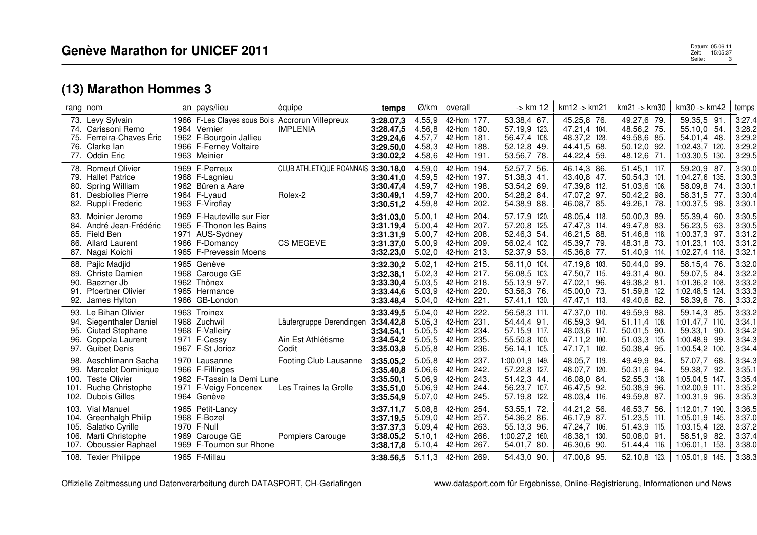# Genève Marathon for UNICEF 2011

## (13) Marathon Hommes 3

| rang | nom | an | pays/lieu | équipe | temps | Ø/km | overall | -> km 12 | km12 -> km21 | km21 -> km30 | km30 -> km42 | temps |
|---|---|---|---|---|---|---|---|---|---|---|---|---|
| 73. | Levy Sylvain | 1966 | F-Les Clayes sous Bois | Accrorun Villepreux | **3:28.07,3** | 4.55,9 | 42-Hom 177. | 53.38,4 67. | 45.25,8 76. | 49.27,6 79. | 59.35,5 91. | 3:27.4 |
| 74. | Carissoni Remo | 1964 | Vernier | IMPLENIA | **3:28.47,5** | 4.56,8 | 42-Hom 180. | 57.19,9 123. | 47.21,4 104. | 48.56,2 75. | 55.10,0 54. | 3:28.2 |
| 75. | Ferreira-Chaves Éric | 1962 | F-Bourgoin Jallieu | | **3:29.24,6** | 4.57,7 | 42-Hom 181. | 56.47,4 108. | 48.37,2 128. | 49.58,6 85. | 54.01,4 48. | 3:29.2 |
| 76. | Clarke Ian | 1966 | F-Ferney Voltaire | | **3:29.50,0** | 4.58,3 | 42-Hom 188. | 52.12,8 49. | 44.41,5 68. | 50.12,0 92. | 1:02.43,7 120. | 3:29.2 |
| 77. | Oddin Eric | 1963 | Meinier | | **3:30.02,2** | 4.58,6 | 42-Hom 191. | 53.56,7 78. | 44.22,4 59. | 48.12,6 71. | 1:03.30,5 130. | 3:29.5 |
| 78. | Romeuf Olivier | 1969 | F-Perreux | CLUB ATHLETIQUE ROANNAIS | **3:30.18,0** | 4.59,0 | 42-Hom 194. | 52.57,7 56. | 46.14,3 86. | 51.45,1 117. | 59.20,9 87. | 3:30.0 |
| 79. | Hallet Patrice | 1968 | F-Lagnieu | | **3:30.41,0** | 4.59,5 | 42-Hom 197. | 51.38,3 41. | 43.40,8 47. | 50.54,3 101. | 1:04.27,6 135. | 3:30.3 |
| 80. | Spring William | 1962 | Büren a Aare | | **3:30.47,4** | 4.59,7 | 42-Hom 198. | 53.54,2 69. | 47.39,8 112. | 51.03,6 106. | 58.09,8 74. | 3:30.1 |
| 81. | Desbiolles Pierre | 1964 | F-Lyaud | Rolex-2 | **3:30.49,1** | 4.59,7 | 42-Hom 200. | 54.28,2 84. | 47.07,2 97. | 50.42,2 98. | 58.31,5 77. | 3:30.4 |
| 82. | Ruppli Frederic | 1963 | F-Viroflay | | **3:30.51,2** | 4.59,8 | 42-Hom 202. | 54.38,9 88. | 46.08,7 85. | 49.26,1 78. | 1:00.37,5 98. | 3:30.1 |
| 83. | Moinier Jerome | 1969 | F-Hauteville sur Fier | | **3:31.03,0** | 5.00,1 | 42-Hom 204. | 57.17,9 120. | 48.05,4 118. | 50.00,3 89. | 55.39,4 60. | 3:30.5 |
| 84. | André Jean-Frédéric | 1965 | F-Thonon les Bains | | **3:31.19,4** | 5.00,4 | 42-Hom 207. | 57.20,8 125. | 47.47,3 114. | 49.47,8 83. | 56.23,5 63. | 3:30.5 |
| 85. | Field Ben | 1971 | AUS-Sydney | | **3:31.31,9** | 5.00,7 | 42-Hom 208. | 52.46,3 54. | 46.21,5 88. | 51.46,8 118. | 1:00.37,3 97. | 3:31.2 |
| 86. | Allard Laurent | 1966 | F-Domancy | CS MEGEVE | **3:31.37,0** | 5.00,9 | 42-Hom 209. | 56.02,4 102. | 45.39,7 79. | 48.31,8 73. | 1:01.23,1 103. | 3:31.2 |
| 87. | Nagai Koichi | 1965 | F-Prevessin Moens | | **3:32.23,0** | 5.02,0 | 42-Hom 213. | 52.37,9 53. | 45.36,8 77. | 51.40,9 114. | 1:02.27,4 118. | 3:32.1 |
| 88. | Pajic Madjid | 1965 | Genève | | **3:32.30,2** | 5.02,1 | 42-Hom 215. | 56.11,0 104. | 47.19,8 103. | 50.44,0 99. | 58.15,4 76. | 3:32.0 |
| 89. | Christe Damien | 1968 | Carouge GE | | **3:32.38,1** | 5.02,3 | 42-Hom 217. | 56.08,5 103. | 47.50,7 115. | 49.31,4 80. | 59.07,5 84. | 3:32.2 |
| 90. | Baezner Jb | 1962 | Thônex | | **3:33.30,4** | 5.03,5 | 42-Hom 218. | 55.13,9 97. | 47.02,1 96. | 49.38,2 81. | 1:01.36,2 108. | 3:33.2 |
| 91. | Pfoertner Olivier | 1965 | Hermance | | **3:33.44,6** | 5.03,9 | 42-Hom 220. | 53.56,3 76. | 45.00,0 73. | 51.59,8 122. | 1:02.48,5 124. | 3:33.3 |
| 92. | James Hylton | 1966 | GB-London | | **3:33.48,4** | 5.04,0 | 42-Hom 221. | 57.41,1 130. | 47.47,1 113. | 49.40,6 82. | 58.39,6 78. | 3:33.2 |
| 93. | Le Bihan Olivier | 1963 | Troinex | | **3:33.49,5** | 5.04,0 | 42-Hom 222. | 56.58,3 111. | 47.37,0 110. | 49.59,9 88. | 59.14,3 85. | 3:33.2 |
| 94. | Siegenthaler Daniel | 1968 | Zuchwil | Läufergruppe Derendingen | **3:34.42,8** | 5.05,3 | 42-Hom 231. | 54.44,4 91. | 46.59,3 94. | 51.11,4 108. | 1:01.47,7 110. | 3:34.1 |
| 95. | Ciutad Stephane | 1968 | F-Valleiry | | **3:34.54,1** | 5.05,5 | 42-Hom 234. | 57.15,9 117. | 48.03,6 117. | 50.01,5 90. | 59.33,1 90. | 3:34.2 |
| 96. | Coppola Laurent | 1971 | F-Cessy | Ain Est Athlétisme | **3:34.54,2** | 5.05,5 | 42-Hom 235. | 55.50,8 100. | 47.11,2 100. | 51.03,3 105. | 1:00.48,9 99. | 3:34.3 |
| 97. | Guibet Denis | 1967 | F-St Jorioz | Codit | **3:35.03,8** | 5.05,8 | 42-Hom 236. | 56.14,1 105. | 47.17,1 102. | 50.38,4 95. | 1:00.54,2 100. | 3:34.4 |
| 98. | Aeschlimann Sacha | 1970 | Lausanne | Footing Club Lausanne | **3:35.05,2** | 5.05,8 | 42-Hom 237. | 1:00.01,9 149. | 48.05,7 119. | 49.49,9 84. | 57.07,7 68. | 3:34.3 |
| 99. | Marcelot Dominique | 1966 | F-Fillinges | | **3:35.40,8** | 5.06,6 | 42-Hom 242. | 57.22,8 127. | 48.07,7 120. | 50.31,6 94. | 59.38,7 92. | 3:35.1 |
| 100. | Teste Olivier | 1962 | F-Tassin la Demi Lune | | **3:35.50,1** | 5.06,9 | 42-Hom 243. | 51.42,3 44. | 46.08,0 84. | 52.55,3 138. | 1:05.04,5 147. | 3:35.4 |
| 101. | Ruche Christophe | 1971 | F-Veigy Foncenex | Les Traines la Grolle | **3:35.51,0** | 5.06,9 | 42-Hom 244. | 56.23,7 107. | 46.47,5 92. | 50.38,9 96. | 1:02.00,9 111. | 3:35.2 |
| 102. | Dubois Gilles | 1964 | Genève | | **3:35.54,9** | 5.07,0 | 42-Hom 245. | 57.19,8 122. | 48.03,4 116. | 49.59,8 87. | 1:00.31,9 96. | 3:35.3 |
| 103. | Vial Manuel | 1965 | Petit-Lancy | | **3:37.11,7** | 5.08,8 | 42-Hom 254. | 53.55,1 72. | 44.21,2 56. | 46.53,7 56. | 1:12.01,7 190. | 3:36.5 |
| 104. | Greenhalgh Philip | 1968 | F-Bozel | | **3:37.19,5** | 5.09,0 | 42-Hom 257. | 54.36,2 86. | 46.17,9 87. | 51.23,5 111. | 1:05.01,9 145. | 3:37.0 |
| 105. | Salatko Cyrille | 1970 | F-Null | | **3:37.37,3** | 5.09,4 | 42-Hom 263. | 55.13,3 96. | 47.24,7 106. | 51.43,9 115. | 1:03.15,4 128. | 3:37.2 |
| 106. | Marti Christophe | 1969 | Carouge GE | Pompiers Carouge | **3:38.05,2** | 5.10,1 | 42-Hom 266. | 1:00.27,2 160. | 48.38,1 130. | 50.08,0 91. | 58.51,9 82. | 3:37.4 |
| 107. | Oboussier Raphael | 1969 | F-Tournon sur Rhone | | **3:38.17,8** | 5.10,4 | 42-Hom 267. | 54.01,7 80. | 46.30,6 90. | 51.44,4 116. | 1:06.01,1 153. | 3:38.0 |
| 108. | Texier Philippe | 1965 | F-Millau | | **3:38.56,5** | 5.11,3 | 42-Hom 269. | 54.43,0 90. | 47.00,8 95. | 52.10,8 123. | 1:05.01,9 145. | 3:38.3 |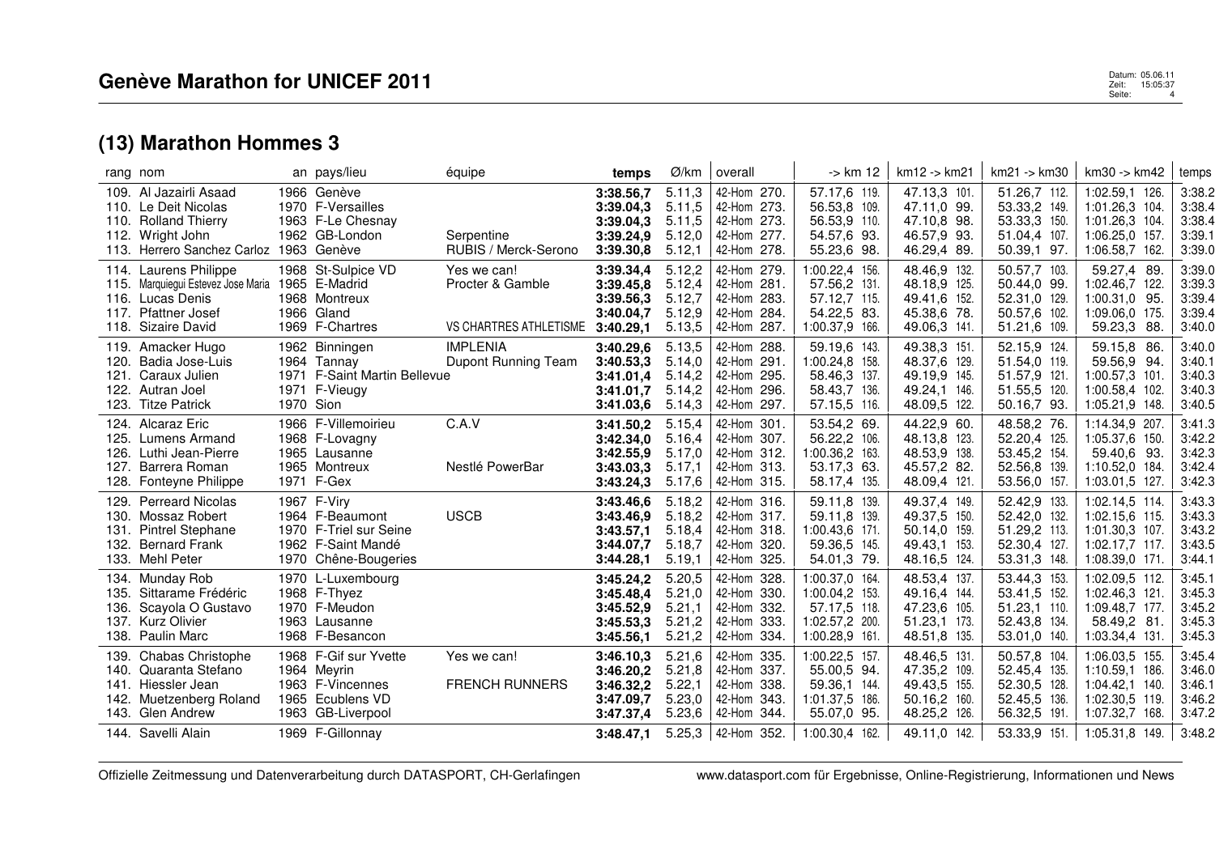# Genève Marathon for UNICEF 2011

## (13) Marathon Hommes 3

| rang | nom | an | pays/lieu | équipe | temps | Ø/km | overall | -> km 12 | km12 -> km21 | km21 -> km30 | km30 -> km42 | temps |
|---|---|---|---|---|---|---|---|---|---|---|---|---|
| 109. | Al Jazairli Asaad | 1966 | Genève | | **3:38.56,7** | 5.11,3 | 42-Hom 270. | 57.17,6 119. | 47.13,3 101. | 51.26,7 112. | 1:02.59,1 126. | 3:38.2 |
| 110. | Le Deit Nicolas | 1970 | F-Versailles | | **3:39.04,3** | 5.11,5 | 42-Hom 273. | 56.53,8 109. | 47.11,0 99. | 53.33,2 149. | 1:01.26,3 104. | 3:38.4 |
| 110. | Rolland Thierry | 1963 | F-Le Chesnay | | **3:39.04,3** | 5.11,5 | 42-Hom 273. | 56.53,9 110. | 47.10,8 98. | 53.33,3 150. | 1:01.26,3 104. | 3:38.4 |
| 112. | Wright John | 1962 | GB-London | Serpentine | **3:39.24,9** | 5.12,0 | 42-Hom 277. | 54.57,6 93. | 46.57,9 93. | 51.04,4 107. | 1:06.25,0 157. | 3:39.1 |
| 113. | Herrero Sanchez Carloz | 1963 | Genève | RUBIS / Merck-Serono | **3:39.30,8** | 5.12,1 | 42-Hom 278. | 55.23,6 98. | 46.29,4 89. | 50.39,1 97. | 1:06.58,7 162. | 3:39.0 |
| 114. | Laurens Philippe | 1968 | St-Sulpice VD | Yes we can! | **3:39.34,4** | 5.12,2 | 42-Hom 279. | 1:00.22,4 156. | 48.46,9 132. | 50.57,7 103. | 59.27,4 89. | 3:39.0 |
| 115. | Marquiegui Estevez Jose Maria | 1965 | E-Madrid | Procter & Gamble | **3:39.45,8** | 5.12,4 | 42-Hom 281. | 57.56,2 131. | 48.18,9 125. | 50.44,0 99. | 1:02.46,7 122. | 3:39.3 |
| 116. | Lucas Denis | 1968 | Montreux | | **3:39.56,3** | 5.12,7 | 42-Hom 283. | 57.12,7 115. | 49.41,6 152. | 52.31,0 129. | 1:00.31,0 95. | 3:39.4 |
| 117. | Pfattner Josef | 1966 | Gland | | **3:40.04,7** | 5.12,9 | 42-Hom 284. | 54.22,5 83. | 45.38,6 78. | 50.57,6 102. | 1:09.06,0 175. | 3:39.4 |
| 118. | Sizaire David | 1969 | F-Chartres | VS CHARTRES ATHLETISME | **3:40.29,1** | 5.13,5 | 42-Hom 287. | 1:00.37,9 166. | 49.06,3 141. | 51.21,6 109. | 59.23,3 88. | 3:40.0 |
| 119. | Amacker Hugo | 1962 | Binningen | IMPLENIA | **3:40.29,6** | 5.13,5 | 42-Hom 288. | 59.19,6 143. | 49.38,3 151. | 52.15,9 124. | 59.15,8 86. | 3:40.0 |
| 120. | Badia Jose-Luis | 1964 | Tannay | Dupont Running Team | **3:40.53,3** | 5.14,0 | 42-Hom 291. | 1:00.24,8 158. | 48.37,6 129. | 51.54,0 119. | 59.56,9 94. | 3:40.1 |
| 121. | Caraux Julien | 1971 | F-Saint Martin Bellevue | | **3:41.01,4** | 5.14,2 | 42-Hom 295. | 58.46,3 137. | 49.19,9 145. | 51.57,9 121. | 1:00.57,3 101. | 3:40.3 |
| 122. | Autran Joel | 1971 | F-Vieugy | | **3:41.01,7** | 5.14,2 | 42-Hom 296. | 58.43,7 136. | 49.24,1 146. | 51.55,5 120. | 1:00.58,4 102. | 3:40.3 |
| 123. | Titze Patrick | 1970 | Sion | | **3:41.03,6** | 5.14,3 | 42-Hom 297. | 57.15,5 116. | 48.09,5 122. | 50.16,7 93. | 1:05.21,9 148. | 3:40.5 |
| 124. | Alcaraz Eric | 1966 | F-Villemoirieu | C.A.V | **3:41.50,2** | 5.15,4 | 42-Hom 301. | 53.54,2 69. | 44.22,9 60. | 48.58,2 76. | 1:14.34,9 207. | 3:41.3 |
| 125. | Lumens Armand | 1968 | F-Lovagny | | **3:42.34,0** | 5.16,4 | 42-Hom 307. | 56.22,2 106. | 48.13,8 123. | 52.20,4 125. | 1:05.37,6 150. | 3:42.2 |
| 126. | Luthi Jean-Pierre | 1965 | Lausanne | | **3:42.55,9** | 5.17,0 | 42-Hom 312. | 1:00.36,2 163. | 48.53,9 138. | 53.45,2 154. | 59.40,6 93. | 3:42.3 |
| 127. | Barrera Roman | 1965 | Montreux | Nestlé PowerBar | **3:43.03,3** | 5.17,1 | 42-Hom 313. | 53.17,3 63. | 45.57,2 82. | 52.56,8 139. | 1:10.52,0 184. | 3:42.4 |
| 128. | Fonteyne Philippe | 1971 | F-Gex | | **3:43.24,3** | 5.17,6 | 42-Hom 315. | 58.17,4 135. | 48.09,4 121. | 53.56,0 157. | 1:03.01,5 127. | 3:42.3 |
| 129. | Perreard Nicolas | 1967 | F-Viry | | **3:43.46,6** | 5.18,2 | 42-Hom 316. | 59.11,8 139. | 49.37,4 149. | 52.42,9 133. | 1:02.14,5 114. | 3:43.3 |
| 130. | Mossaz Robert | 1964 | F-Beaumont | USCB | **3:43.46,9** | 5.18,2 | 42-Hom 317. | 59.11,8 139. | 49.37,5 150. | 52.42,0 132. | 1:02.15,6 115. | 3:43.3 |
| 131. | Pintrel Stephane | 1970 | F-Triel sur Seine | | **3:43.57,1** | 5.18,4 | 42-Hom 318. | 1:00.43,6 171. | 50.14,0 159. | 51.29,2 113. | 1:01.30,3 107. | 3:43.2 |
| 132. | Bernard Frank | 1962 | F-Saint Mandé | | **3:44.07,7** | 5.18,7 | 42-Hom 320. | 59.36,5 145. | 49.43,1 153. | 52.30,4 127. | 1:02.17,7 117. | 3:43.5 |
| 133. | Mehl Peter | 1970 | Chêne-Bougeries | | **3:44.28,1** | 5.19,1 | 42-Hom 325. | 54.01,3 79. | 48.16,5 124. | 53.31,3 148. | 1:08.39,0 171. | 3:44.1 |
| 134. | Munday Rob | 1970 | L-Luxembourg | | **3:45.24,2** | 5.20,5 | 42-Hom 328. | 1:00.37,0 164. | 48.53,4 137. | 53.44,3 153. | 1:02.09,5 112. | 3:45.1 |
| 135. | Sittarame Frédéric | 1968 | F-Thyez | | **3:45.48,4** | 5.21,0 | 42-Hom 330. | 1:00.04,2 153. | 49.16,4 144. | 53.41,5 152. | 1:02.46,3 121. | 3:45.3 |
| 136. | Scayola O Gustavo | 1970 | F-Meudon | | **3:45.52,9** | 5.21,1 | 42-Hom 332. | 57.17,5 118. | 47.23,6 105. | 51.23,1 110. | 1:09.48,7 177. | 3:45.2 |
| 137. | Kurz Olivier | 1963 | Lausanne | | **3:45.53,3** | 5.21,2 | 42-Hom 333. | 1:02.57,2 200. | 51.23,1 173. | 52.43,8 134. | 58.49,2 81. | 3:45.3 |
| 138. | Paulin Marc | 1968 | F-Besancon | | **3:45.56,1** | 5.21,2 | 42-Hom 334. | 1:00.28,9 161. | 48.51,8 135. | 53.01,0 140. | 1:03.34,4 131. | 3:45.3 |
| 139. | Chabas Christophe | 1968 | F-Gif sur Yvette | Yes we can! | **3:46.10,3** | 5.21,6 | 42-Hom 335. | 1:00.22,5 157. | 48.46,5 131. | 50.57,8 104. | 1:06.03,5 155. | 3:45.4 |
| 140. | Quaranta Stefano | 1964 | Meyrin | | **3:46.20,2** | 5.21,8 | 42-Hom 337. | 55.00,5 94. | 47.35,2 109. | 52.45,4 135. | 1:10.59,1 186. | 3:46.0 |
| 141. | Hiessler Jean | 1963 | F-Vincennes | FRENCH RUNNERS | **3:46.32,2** | 5.22,1 | 42-Hom 338. | 59.36,1 144. | 49.43,5 155. | 52.30,5 128. | 1:04.42,1 140. | 3:46.1 |
| 142. | Muetzenberg Roland | 1965 | Ecublens VD | | **3:47.09,7** | 5.23,0 | 42-Hom 343. | 1:01.37,5 186. | 50.16,2 160. | 52.45,5 136. | 1:02.30,5 119. | 3:46.2 |
| 143. | Glen Andrew | 1963 | GB-Liverpool | | **3:47.37,4** | 5.23,6 | 42-Hom 344. | 55.07,0 95. | 48.25,2 126. | 56.32,5 191. | 1:07.32,7 168. | 3:47.2 |
| 144. | Savelli Alain | 1969 | F-Gillonnay | | **3:48.47,1** | 5.25,3 | 42-Hom 352. | 1:00.30,4 162. | 49.11,0 142. | 53.33,9 151. | 1:05.31,8 149. | 3:48.2 |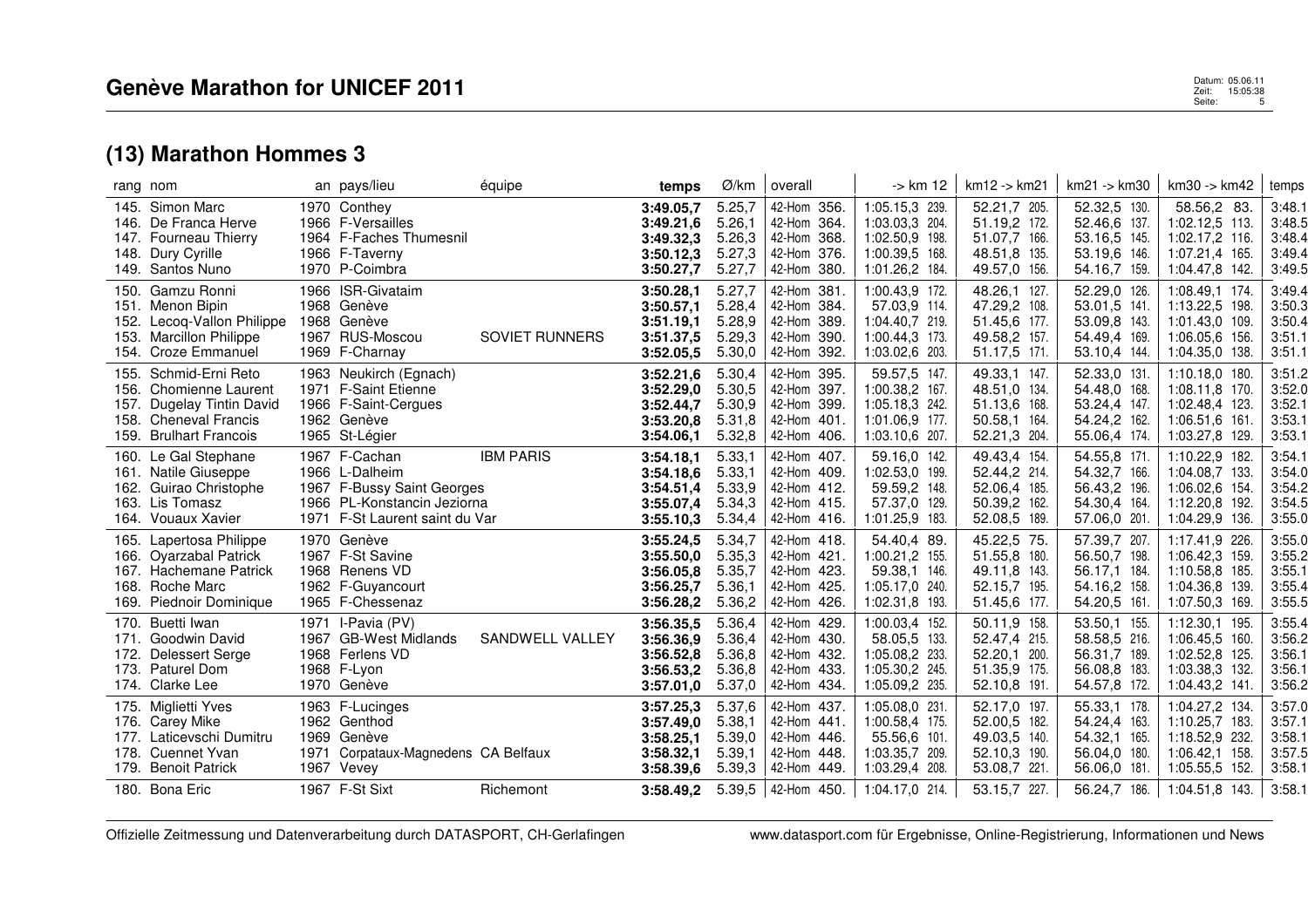## Genève Marathon for UNICEF 2011

Datum: 05.06.11
Zeit: 15:05:38
Seite: 5

## (13) Marathon Hommes 3

| rang | nom | an | pays/lieu | équipe | temps | Ø/km | overall | -> km 12 | km12 -> km21 | km21 -> km30 | km30 -> km42 | temps |
|---|---|---|---|---|---|---|---|---|---|---|---|---|
| 145. | Simon Marc | 1970 | Conthey | | **3:49.05,7** | 5.25,7 | 42-Hom 356. | 1:05.15,3 239. | 52.21,7 205. | 52.32,5 130. | 58.56,2 83. | 3:48.1 |
| 146. | De Franca Herve | 1966 | F-Versailles | | **3:49.21,6** | 5.26,1 | 42-Hom 364. | 1:03.03,3 204. | 51.19,2 172. | 52.46,6 137. | 1:02.12,5 113. | 3:48.5 |
| 147. | Fourneau Thierry | 1964 | F-Faches Thumesnil | | **3:49.32,3** | 5.26,3 | 42-Hom 368. | 1:02.50,9 198. | 51.07,7 166. | 53.16,5 145. | 1:02.17,2 116. | 3:48.4 |
| 148. | Dury Cyrille | 1966 | F-Taverny | | **3:50.12,3** | 5.27,3 | 42-Hom 376. | 1:00.39,5 168. | 48.51,8 135. | 53.19,6 146. | 1:07.21,4 165. | 3:49.4 |
| 149. | Santos Nuno | 1970 | P-Coimbra | | **3:50.27,7** | 5.27,7 | 42-Hom 380. | 1:01.26,2 184. | 49.57,0 156. | 54.16,7 159. | 1:04.47,8 142. | 3:49.5 |
| 150. | Gamzu Ronni | 1966 | ISR-Givataim | | **3:50.28,1** | 5.27,7 | 42-Hom 381. | 1:00.43,9 172. | 48.26,1 127. | 52.29,0 126. | 1:08.49,1 174. | 3:49.4 |
| 151. | Menon Bipin | 1968 | Genève | | **3:50.57,1** | 5.28,4 | 42-Hom 384. | 57.03,9 114. | 47.29,2 108. | 53.01,5 141. | 1:13.22,5 198. | 3:50.3 |
| 152. | Lecoq-Vallon Philippe | 1968 | Genève | | **3:51.19,1** | 5.28,9 | 42-Hom 389. | 1:04.40,7 219. | 51.45,6 177. | 53.09,8 143. | 1:01.43,0 109. | 3:50.4 |
| 153. | Marcillon Philippe | 1967 | RUS-Moscou | SOVIET RUNNERS | **3:51.37,5** | 5.29,3 | 42-Hom 390. | 1:00.44,3 173. | 49.58,2 157. | 54.49,4 169. | 1:06.05,6 156. | 3:51.1 |
| 154. | Croze Emmanuel | 1969 | F-Charnay | | **3:52.05,5** | 5.30,0 | 42-Hom 392. | 1:03.02,6 203. | 51.17,5 171. | 53.10,4 144. | 1:04.35,0 138. | 3:51.1 |
| 155. | Schmid-Erni Reto | 1963 | Neukirch (Egnach) | | **3:52.21,6** | 5.30,4 | 42-Hom 395. | 59.57,5 147. | 49.33,1 147. | 52.33,0 131. | 1:10.18,0 180. | 3:51.2 |
| 156. | Chomienne Laurent | 1971 | F-Saint Etienne | | **3:52.29,0** | 5.30,5 | 42-Hom 397. | 1:00.38,2 167. | 48.51,0 134. | 54.48,0 168. | 1:08.11,8 170. | 3:52.0 |
| 157. | Dugelay Tintin David | 1966 | F-Saint-Cergues | | **3:52.44,7** | 5.30,9 | 42-Hom 399. | 1:05.18,3 242. | 51.13,6 168. | 53.24,4 147. | 1:02.48,4 123. | 3:52.1 |
| 158. | Cheneval Francis | 1962 | Genève | | **3:53.20,8** | 5.31,8 | 42-Hom 401. | 1:01.06,9 177. | 50.58,1 164. | 54.24,2 162. | 1:06.51,6 161. | 3:53.1 |
| 159. | Brulhart Francois | 1965 | St-Légier | | **3:54.06,1** | 5.32,8 | 42-Hom 406. | 1:03.10,6 207. | 52.21,3 204. | 55.06,4 174. | 1:03.27,8 129. | 3:53.1 |
| 160. | Le Gal Stephane | 1967 | F-Cachan | IBM PARIS | **3:54.18,1** | 5.33,1 | 42-Hom 407. | 59.16,0 142. | 49.43,4 154. | 54.55,8 171. | 1:10.22,9 182. | 3:54.1 |
| 161. | Natile Giuseppe | 1966 | L-Dalheim | | **3:54.18,6** | 5.33,1 | 42-Hom 409. | 1:02.53,0 199. | 52.44,2 214. | 54.32,7 166. | 1:04.08,7 133. | 3:54.0 |
| 162. | Guirao Christophe | 1967 | F-Bussy Saint Georges | | **3:54.51,4** | 5.33,9 | 42-Hom 412. | 59.59,2 148. | 52.06,4 185. | 56.43,2 196. | 1:06.02,6 154. | 3:54.2 |
| 163. | Lis Tomasz | 1966 | PL-Konstancin Jeziorna | | **3:55.07,4** | 5.34,3 | 42-Hom 415. | 57.37,0 129. | 50.39,2 162. | 54.30,4 164. | 1:12.20,8 192. | 3:54.5 |
| 164. | Vouaux Xavier | 1971 | F-St Laurent saint du Var | | **3:55.10,3** | 5.34,4 | 42-Hom 416. | 1:01.25,9 183. | 52.08,5 189. | 57.06,0 201. | 1:04.29,9 136. | 3:55.0 |
| 165. | Lapertosa Philippe | 1970 | Genève | | **3:55.24,5** | 5.34,7 | 42-Hom 418. | 54.40,4 89. | 45.22,5 75. | 57.39,7 207. | 1:17.41,9 226. | 3:55.0 |
| 166. | Oyarzabal Patrick | 1967 | F-St Savine | | **3:55.50,0** | 5.35,3 | 42-Hom 421. | 1:00.21,2 155. | 51.55,8 180. | 56.50,7 198. | 1:06.42,3 159. | 3:55.2 |
| 167. | Hachemane Patrick | 1968 | Renens VD | | **3:56.05,8** | 5.35,7 | 42-Hom 423. | 59.38,1 146. | 49.11,8 143. | 56.17,1 184. | 1:10.58,8 185. | 3:55.1 |
| 168. | Roche Marc | 1962 | F-Guyancourt | | **3:56.25,7** | 5.36,1 | 42-Hom 425. | 1:05.17,0 240. | 52.15,7 195. | 54.16,2 158. | 1:04.36,8 139. | 3:55.4 |
| 169. | Piednoir Dominique | 1965 | F-Chessenaz | | **3:56.28,2** | 5.36,2 | 42-Hom 426. | 1:02.31,8 193. | 51.45,6 177. | 54.20,5 161. | 1:07.50,3 169. | 3:55.5 |
| 170. | Buetti Iwan | 1971 | I-Pavia (PV) | | **3:56.35,5** | 5.36,4 | 42-Hom 429. | 1:00.03,4 152. | 50.11,9 158. | 53.50,1 155. | 1:12.30,1 195. | 3:55.4 |
| 171. | Goodwin David | 1967 | GB-West Midlands | SANDWELL VALLEY | **3:56.36,9** | 5.36,4 | 42-Hom 430. | 58.05,5 133. | 52.47,4 215. | 58.58,5 216. | 1:06.45,5 160. | 3:56.2 |
| 172. | Delessert Serge | 1968 | Ferlens VD | | **3:56.52,8** | 5.36,8 | 42-Hom 432. | 1:05.08,2 233. | 52.20,1 200. | 56.31,7 189. | 1:02.52,8 125. | 3:56.1 |
| 173. | Paturel Dom | 1968 | F-Lyon | | **3:56.53,2** | 5.36,8 | 42-Hom 433. | 1:05.30,2 245. | 51.35,9 175. | 56.08,8 183. | 1:03.38,3 132. | 3:56.1 |
| 174. | Clarke Lee | 1970 | Genève | | **3:57.01,0** | 5.37,0 | 42-Hom 434. | 1:05.09,2 235. | 52.10,8 191. | 54.57,8 172. | 1:04.43,2 141. | 3:56.2 |
| 175. | Miglietti Yves | 1963 | F-Lucinges | | **3:57.25,3** | 5.37,6 | 42-Hom 437. | 1:05.08,0 231. | 52.17,0 197. | 55.33,1 178. | 1:04.27,2 134. | 3:57.0 |
| 176. | Carey Mike | 1962 | Genthod | | **3:57.49,0** | 5.38,1 | 42-Hom 441. | 1:00.58,4 175. | 52.00,5 182. | 54.24,4 163. | 1:10.25,7 183. | 3:57.1 |
| 177. | Laticevschi Dumitru | 1969 | Genève | | **3:58.25,1** | 5.39,0 | 42-Hom 446. | 55.56,6 101. | 49.03,5 140. | 54.32,1 165. | 1:18.52,9 232. | 3:58.1 |
| 178. | Cuennet Yvan | 1971 | Corpataux-Magnedens | CA Belfaux | **3:58.32,1** | 5.39,1 | 42-Hom 448. | 1:03.35,7 209. | 52.10,3 190. | 56.04,0 180. | 1:06.42,1 158. | 3:57.5 |
| 179. | Benoit Patrick | 1967 | Vevey | | **3:58.39,6** | 5.39,3 | 42-Hom 449. | 1:03.29,4 208. | 53.08,7 221. | 56.06,0 181. | 1:05.55,5 152. | 3:58.1 |
| 180. | Bona Eric | 1967 | F-St Sixt | Richemont | **3:58.49,2** | 5.39,5 | 42-Hom 450. | 1:04.17,0 214. | 53.15,7 227. | 56.24,7 186. | 1:04.51,8 143. | 3:58.1 |

Offizielle Zeitmessung und Datenverarbeitung durch DATASPORT, CH-Gerlafingen — www.datasport.com für Ergebnisse, Online-Registrierung, Informationen und News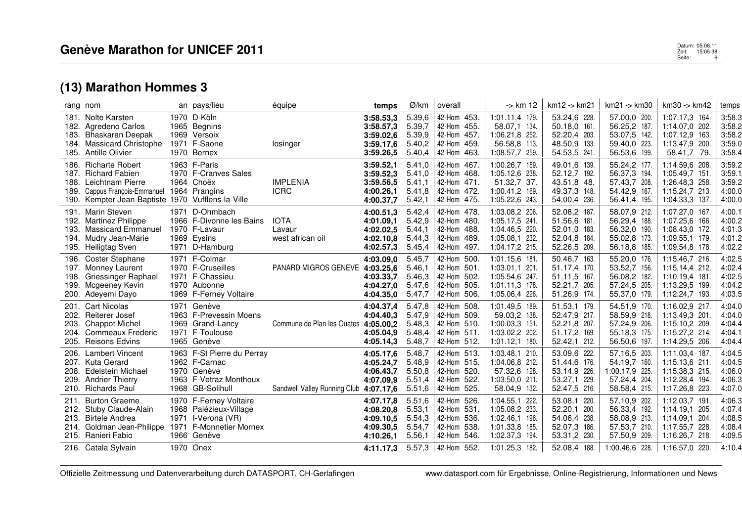## Genève Marathon for UNICEF 2011

## (13) Marathon Hommes 3

| rang | nom | an | pays/lieu | équipe | temps | Ø/km | overall | -> km 12 | km12 -> km21 | km21 -> km30 | km30 -> km42 | temps |
|---|---|---|---|---|---|---|---|---|---|---|---|---|
| 181. | Nolte Karsten | 1970 | D-Köln | | **3:58.53,3** | 5.39,6 | 42-Hom 453. | 1:01.11,4 179. | 53.24,6 228. | 57.00,0 200. | 1:07.17,3 164. | 3:58.3 |
| 182. | Agredeno Carlos | 1965 | Begnins | | **3:58.57,3** | 5.39,7 | 42-Hom 455. | 58.07,1 134. | 50.18,0 161. | 56.25,2 187. | 1:14.07,0 202. | 3:58.2 |
| 183. | Bhaskaran Deepak | 1969 | Versoix | | **3:59.02,6** | 5.39,9 | 42-Hom 457. | 1:06.21,8 252. | 52.20,4 203. | 53.07,5 142. | 1:07.12,9 163. | 3:58.2 |
| 184. | Massicard Christophe | 1971 | F-Saone | losinger | **3:59.17,6** | 5.40,2 | 42-Hom 459. | 56.58,8 113. | 48.50,9 133. | 59.40,0 223. | 1:13.47,9 200. | 3:59.0 |
| 185. | Antille Olivier | 1970 | Bernex | | **3:59.26,5** | 5.40,4 | 42-Hom 463. | 1:08.57,7 259. | 54.53,5 241. | 56.53,6 199. | 58.41,7 79. | 3:58.4 |
| 186. | Richarte Robert | 1963 | F-Paris | | **3:59.52,1** | 5.41,0 | 42-Hom 467. | 1:00.26,7 159. | 49.01,6 139. | 55.24,2 177. | 1:14.59,6 208. | 3:59.2 |
| 187. | Richard Fabien | 1970 | F-Cranves Sales | | **3:59.52,3** | 5.41,0 | 42-Hom 468. | 1:05.12,6 238. | 52.12,7 192. | 56.37,3 194. | 1:05.49,7 151. | 3:59.1 |
| 188. | Leichtnam Pierre | 1964 | Choëx | IMPLENIA | **3:59.56,5** | 5.41,1 | 42-Hom 471. | 51.32,7 37. | 43.51,8 48. | 57.43,7 208. | 1:26.48,3 258. | 3:59.2 |
| 189. | Cappus François-Emmanuel | 1964 | Prangins | ICRC | **4:00.26,1** | 5.41,8 | 42-Hom 472. | 1:00.41,2 169. | 49.37,3 148. | 54.42,9 167. | 1:15.24,7 213. | 4:00.0 |
| 190. | Kempter Jean-Baptiste | 1970 | Vufflens-la-Ville | | **4:00.37,7** | 5.42,1 | 42-Hom 475. | 1:05.22,6 243. | 54.00,4 236. | 56.41,4 195. | 1:04.33,3 137. | 4:00.0 |
| 191. | Marin Steven | 1971 | D-Ohmbach | | **4:00.51,3** | 5.42,4 | 42-Hom 478. | 1:03.08,2 206. | 52.08,2 187. | 58.07,9 212. | 1:07.27,0 167. | 4:00.1 |
| 192. | Martinez Philippe | 1966 | F-Divonne les Bains | IOTA | **4:01.09,1** | 5.42,9 | 42-Hom 480. | 1:05.17,5 241. | 51.56,6 181. | 56.29,4 188. | 1:07.25,6 166. | 4:00.2 |
| 193. | Massicard Emmanuel | 1970 | F-Lavaur | Lavaur | **4:02.02,5** | 5.44,1 | 42-Hom 488. | 1:04.46,5 220. | 52.01,0 183. | 56.32,0 190. | 1:08.43,0 172. | 4:01.3 |
| 194. | Mudry Jean-Marie | 1969 | Eysins | west african oil | **4:02.10,8** | 5.44,3 | 42-Hom 489. | 1:05.08,1 232. | 52.04,8 184. | 55.02,8 173. | 1:09.55,1 179. | 4:01.2 |
| 195. | Heiligtag Sven | 1971 | D-Hamburg | | **4:02.57,3** | 5.45,4 | 42-Hom 497. | 1:04.17,2 215. | 52.26,5 209. | 56.18,8 185. | 1:09.54,8 178. | 4:02.2 |
| 196. | Coster Stephane | 1971 | F-Colmar | | **4:03.09,0** | 5.45,7 | 42-Hom 500. | 1:01.15,6 181. | 50.46,7 163. | 55.20,0 176. | 1:15.46,7 216. | 4:02.5 |
| 197. | Monney Laurent | 1970 | F-Cruseilles | PANARD MIGROS GENEVE | **4:03.25,6** | 5.46,1 | 42-Hom 501. | 1:03.01,1 201. | 51.17,4 170. | 53.52,7 156. | 1:15.14,4 212. | 4:02.4 |
| 198. | Griessinger Raphael | 1971 | F-Chassieu | | **4:03.33,7** | 5.46,3 | 42-Hom 502. | 1:05.54,6 247. | 51.11,5 167. | 56.08,2 182. | 1:10.19,4 181. | 4:02.5 |
| 199. | Mcgeeney Kevin | 1970 | Aubonne | | **4:04.27,0** | 5.47,6 | 42-Hom 505. | 1:01.11,3 178. | 52.21,7 205. | 57.24,5 205. | 1:13.29,5 199. | 4:04.2 |
| 200. | Adeyemi Dayo | 1969 | F-Ferney Voltaire | | **4:04.35,0** | 5.47,7 | 42-Hom 506. | 1:05.06,4 226. | 51.26,9 174. | 55.37,0 179. | 1:12.24,7 193. | 4:03.5 |
| 201. | Cart Nicolas | 1971 | Genève | | **4:04.37,4** | 5.47,8 | 42-Hom 508. | 1:01.49,5 189. | 51.53,1 179. | 54.51,9 170. | 1:16.02,9 217. | 4:04.0 |
| 202. | Reiterer Josef | 1963 | F-Prevessin Moens | | **4:04.40,3** | 5.47,9 | 42-Hom 509. | 59.03,2 138. | 52.47,9 217. | 58.59,9 218. | 1:13.49,3 201. | 4:04.0 |
| 203. | Chappot Michel | 1969 | Grand-Lancy | Commune de Plan-les-Ouates | **4:05.00,2** | 5.48,3 | 42-Hom 510. | 1:00.03,3 151. | 52.21,8 207. | 57.24,9 206. | 1:15.10,2 209. | 4:04.4 |
| 204. | Commeaux Frederic | 1971 | F-Toulouse | | **4:05.04,9** | 5.48,4 | 42-Hom 511. | 1:03.02,2 202. | 51.17,2 169. | 55.18,3 175. | 1:15.27,2 214. | 4:04.1 |
| 205. | Reisons Edvins | 1965 | Genève | | **4:05.14,3** | 5.48,7 | 42-Hom 512. | 1:01.12,1 180. | 52.42,1 212. | 56.50,6 197. | 1:14.29,5 206. | 4:04.4 |
| 206. | Lambert Vincent | 1963 | F-St Pierre du Perray | | **4:05.17,6** | 5.48,7 | 42-Hom 513. | 1:03.48,1 210. | 53.09,6 222. | 57.16,5 203. | 1:11.03,4 187. | 4:04.5 |
| 207. | Kuta Gerard | 1962 | F-Carnac | | **4:05.24,7** | 5.48,9 | 42-Hom 515. | 1:04.06,8 212. | 51.44,6 176. | 54.19,7 160. | 1:15.13,6 211. | 4:04.5 |
| 208. | Edelstein Michael | 1970 | Genève | | **4:06.43,7** | 5.50,8 | 42-Hom 520. | 57.32,6 128. | 53.14,9 226. | 1:00.17,9 225. | 1:15.38,3 215. | 4:06.0 |
| 209. | Andrier Thierry | 1963 | F-Vetraz Monthoux | | **4:07.09,9** | 5.51,4 | 42-Hom 522. | 1:03.50,0 211. | 53.27,1 229. | 57.24,4 204. | 1:12.28,4 194. | 4:06.3 |
| 210. | Richards Paul | 1968 | GB-Solihull | Sandwell Valley Running Club | **4:07.17,6** | 5.51,6 | 42-Hom 525. | 58.04,9 132. | 52.47,5 216. | 58.58,4 215. | 1:17.26,8 223. | 4:07.0 |
| 211. | Burton Graeme | 1970 | F-Ferney Voltaire | | **4:07.17,8** | 5.51,6 | 42-Hom 526. | 1:04.55,1 222. | 53.08,1 220. | 57.10,9 202. | 1:12.03,7 191. | 4:06.3 |
| 212. | Stuby Claude-Alain | 1968 | Palézieux-Village | | **4:08.20,8** | 5.53,1 | 42-Hom 531. | 1:05.08,2 233. | 52.20,1 200. | 56.33,4 192. | 1:14.19,1 205. | 4:07.4 |
| 213. | Birtele Andrea | 1971 | I-Verona (VR) | | **4:09.10,5** | 5.54,3 | 42-Hom 536. | 1:02.46,1 196. | 54.06,4 238. | 58.08,9 213. | 1:14.09,1 204. | 4:08.5 |
| 214. | Goldman Jean-Philippe | 1971 | F-Monnetier Mornex | | **4:09.30,5** | 5.54,7 | 42-Hom 538. | 1:01.33,8 185. | 52.07,3 186. | 57.53,7 210. | 1:17.55,7 228. | 4:08.4 |
| 215. | Ranieri Fabio | 1966 | Genève | | **4:10.26,1** | 5.56,1 | 42-Hom 546. | 1:02.37,3 194. | 53.31,2 230. | 57.50,9 209. | 1:16.26,7 218. | 4:09.5 |
| 216. | Catala Sylvain | 1970 | Onex | | **4:11.17,3** | 5.57,3 | 42-Hom 552. | 1:01.25,3 182. | 52.08,4 188. | 1:00.46,6 228. | 1:16.57,0 220. | 4:10.4 |

Offizielle Zeitmessung und Datenverarbeitung durch DATASPORT, CH-Gerlafingen — www.datasport.com für Ergebnisse, Online-Registrierung, Informationen und News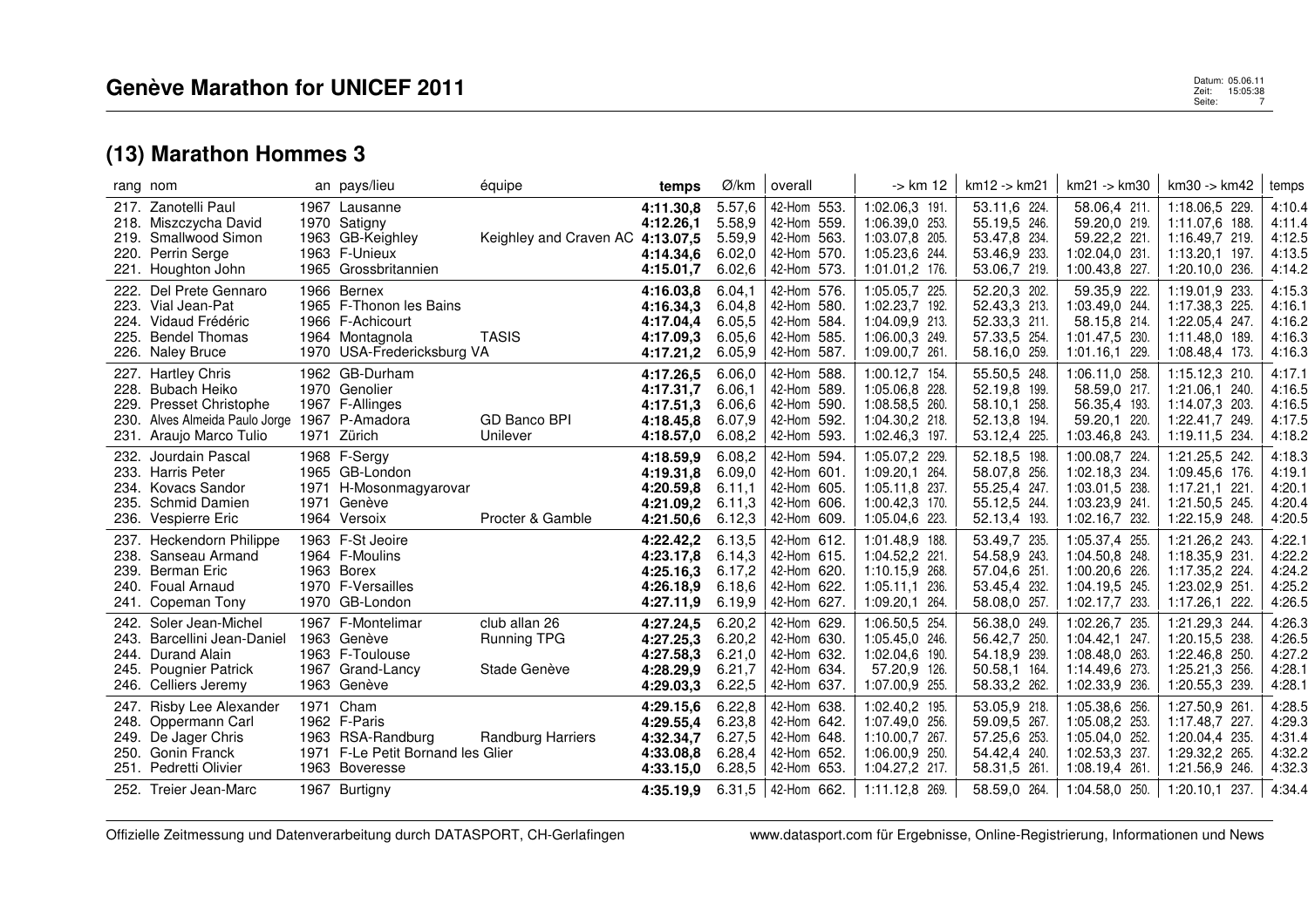# Genève Marathon for UNICEF 2011

## (13) Marathon Hommes 3

| rang | nom | an | pays/lieu | équipe | temps | Ø/km | overall | -> km 12 | km12 -> km21 | km21 -> km30 | km30 -> km42 | temps |
|---|---|---|---|---|---|---|---|---|---|---|---|---|
| 217. | Zanotelli Paul | 1967 | Lausanne | | **4:11.30,8** | 5.57,6 | 42-Hom 553. | 1:02.06,3 191. | 53.11,6 224. | 58.06,4 211. | 1:18.06,5 229. | 4:10.4 |
| 218. | Miszczycha David | 1970 | Satigny | | **4:12.26,1** | 5.58,9 | 42-Hom 559. | 1:06.39,0 253. | 55.19,5 246. | 59.20,0 219. | 1:11.07,6 188. | 4:11.4 |
| 219. | Smallwood Simon | 1963 | GB-Keighley | Keighley and Craven AC | **4:13.07,5** | 5.59,9 | 42-Hom 563. | 1:03.07,8 205. | 53.47,8 234. | 59.22,2 221. | 1:16.49,7 219. | 4:12.5 |
| 220. | Perrin Serge | 1963 | F-Unieux | | **4:14.34,6** | 6.02,0 | 42-Hom 570. | 1:05.23,6 244. | 53.46,9 233. | 1:02.04,0 231. | 1:13.20,1 197. | 4:13.5 |
| 221. | Houghton John | 1965 | Grossbritannien | | **4:15.01,7** | 6.02,6 | 42-Hom 573. | 1:01.01,2 176. | 53.06,7 219. | 1:00.43,8 227. | 1:20.10,0 236. | 4:14.2 |
| 222. | Del Prete Gennaro | 1966 | Bernex | | **4:16.03,8** | 6.04,1 | 42-Hom 576. | 1:05.05,7 225. | 52.20,3 202. | 59.35,9 222. | 1:19.01,9 233. | 4:15.3 |
| 223. | Vial Jean-Pat | 1965 | F-Thonon les Bains | | **4:16.34,3** | 6.04,8 | 42-Hom 580. | 1:02.23,7 192. | 52.43,3 213. | 1:03.49,0 244. | 1:17.38,3 225. | 4:16.1 |
| 224. | Vidaud Frédéric | 1966 | F-Achicourt | | **4:17.04,4** | 6.05,5 | 42-Hom 584. | 1:04.09,9 213. | 52.33,3 211. | 58.15,8 214. | 1:22.05,4 247. | 4:16.2 |
| 225. | Bendel Thomas | 1964 | Montagnola | TASIS | **4:17.09,3** | 6.05,6 | 42-Hom 585. | 1:06.00,3 249. | 57.33,5 254. | 1:01.47,5 230. | 1:11.48,0 189. | 4:16.3 |
| 226. | Naley Bruce | 1970 | USA-Fredericksburg VA | | **4:17.21,2** | 6.05,9 | 42-Hom 587. | 1:09.00,7 261. | 58.16,0 259. | 1:01.16,1 229. | 1:08.48,4 173. | 4:16.3 |
| 227. | Hartley Chris | 1962 | GB-Durham | | **4:17.26,5** | 6.06,0 | 42-Hom 588. | 1:00.12,7 154. | 55.50,5 248. | 1:06.11,0 258. | 1:15.12,3 210. | 4:17.1 |
| 228. | Bubach Heiko | 1970 | Genolier | | **4:17.31,7** | 6.06,1 | 42-Hom 589. | 1:05.06,8 228. | 52.19,8 199. | 58.59,0 217. | 1:21.06,1 240. | 4:16.5 |
| 229. | Presset Christophe | 1967 | F-Allinges | | **4:17.51,3** | 6.06,6 | 42-Hom 590. | 1:08.58,5 260. | 58.10,1 258. | 56.35,4 193. | 1:14.07,3 203. | 4:16.5 |
| 230. | Alves Almeida Paulo Jorge | 1967 | P-Amadora | GD Banco BPI | **4:18.45,8** | 6.07,9 | 42-Hom 592. | 1:04.30,2 218. | 52.13,8 194. | 59.20,1 220. | 1:22.41,7 249. | 4:17.5 |
| 231. | Araujo Marco Tulio | 1971 | Zürich | Unilever | **4:18.57,0** | 6.08,2 | 42-Hom 593. | 1:02.46,3 197. | 53.12,4 225. | 1:03.46,8 243. | 1:19.11,5 234. | 4:18.2 |
| 232. | Jourdain Pascal | 1968 | F-Sergy | | **4:18.59,9** | 6.08,2 | 42-Hom 594. | 1:05.07,2 229. | 52.18,5 198. | 1:00.08,7 224. | 1:21.25,5 242. | 4:18.3 |
| 233. | Harris Peter | 1965 | GB-London | | **4:19.31,8** | 6.09,0 | 42-Hom 601. | 1:09.20,1 264. | 58.07,8 256. | 1:02.18,3 234. | 1:09.45,6 176. | 4:19.1 |
| 234. | Kovacs Sandor | 1971 | H-Mosonmagyarovar | | **4:20.59,8** | 6.11,1 | 42-Hom 605. | 1:05.11,8 237. | 55.25,4 247. | 1:03.01,5 238. | 1:17.21,1 221. | 4:20.1 |
| 235. | Schmid Damien | 1971 | Genève | | **4:21.09,2** | 6.11,3 | 42-Hom 606. | 1:00.42,3 170. | 55.12,5 244. | 1:03.23,9 241. | 1:21.50,5 245. | 4:20.4 |
| 236. | Vespierre Eric | 1964 | Versoix | Procter & Gamble | **4:21.50,6** | 6.12,3 | 42-Hom 609. | 1:05.04,6 223. | 52.13,4 193. | 1:02.16,7 232. | 1:22.15,9 248. | 4:20.5 |
| 237. | Heckendorn Philippe | 1963 | F-St Jeoire | | **4:22.42,2** | 6.13,5 | 42-Hom 612. | 1:01.48,9 188. | 53.49,7 235. | 1:05.37,4 255. | 1:21.26,2 243. | 4:22.1 |
| 238. | Sanseau Armand | 1964 | F-Moulins | | **4:23.17,8** | 6.14,3 | 42-Hom 615. | 1:04.52,2 221. | 54.58,9 243. | 1:04.50,8 248. | 1:18.35,9 231. | 4:22.2 |
| 239. | Berman Eric | 1963 | Borex | | **4:25.16,3** | 6.17,2 | 42-Hom 620. | 1:10.15,9 268. | 57.04,6 251. | 1:00.20,6 226. | 1:17.35,2 224. | 4:24.2 |
| 240. | Foual Arnaud | 1970 | F-Versailles | | **4:26.18,9** | 6.18,6 | 42-Hom 622. | 1:05.11,1 236. | 53.45,4 232. | 1:04.19,5 245. | 1:23.02,9 251. | 4:25.2 |
| 241. | Copeman Tony | 1970 | GB-London | | **4:27.11,9** | 6.19,9 | 42-Hom 627. | 1:09.20,1 264. | 58.08,0 257. | 1:02.17,7 233. | 1:17.26,1 222. | 4:26.5 |
| 242. | Soler Jean-Michel | 1967 | F-Montelimar | club allan 26 | **4:27.24,5** | 6.20,2 | 42-Hom 629. | 1:06.50,5 254. | 56.38,0 249. | 1:02.26,7 235. | 1:21.29,3 244. | 4:26.3 |
| 243. | Barcellini Jean-Daniel | 1963 | Genève | Running TPG | **4:27.25,3** | 6.20,2 | 42-Hom 630. | 1:05.45,0 246. | 56.42,7 250. | 1:04.42,1 247. | 1:20.15,5 238. | 4:26.5 |
| 244. | Durand Alain | 1963 | F-Toulouse | | **4:27.58,3** | 6.21,0 | 42-Hom 632. | 1:02.04,6 190. | 54.18,9 239. | 1:08.48,0 263. | 1:22.46,8 250. | 4:27.2 |
| 245. | Pougnier Patrick | 1967 | Grand-Lancy | Stade Genève | **4:28.29,9** | 6.21,7 | 42-Hom 634. | 57.20,9 126. | 50.58,1 164. | 1:14.49,6 273. | 1:25.21,3 256. | 4:28.1 |
| 246. | Celliers Jeremy | 1963 | Genève | | **4:29.03,3** | 6.22,5 | 42-Hom 637. | 1:07.00,9 255. | 58.33,2 262. | 1:02.33,9 236. | 1:20.55,3 239. | 4:28.1 |
| 247. | Risby Lee Alexander | 1971 | Cham | | **4:29.15,6** | 6.22,8 | 42-Hom 638. | 1:02.40,2 195. | 53.05,9 218. | 1:05.38,6 256. | 1:27.50,9 261. | 4:28.5 |
| 248. | Oppermann Carl | 1962 | F-Paris | | **4:29.55,4** | 6.23,8 | 42-Hom 642. | 1:07.49,0 256. | 59.09,5 267. | 1:05.08,2 253. | 1:17.48,7 227. | 4:29.3 |
| 249. | De Jager Chris | 1963 | RSA-Randburg | Randburg Harriers | **4:32.34,7** | 6.27,5 | 42-Hom 648. | 1:10.00,7 267. | 57.25,6 253. | 1:05.04,0 252. | 1:20.04,4 235. | 4:31.4 |
| 250. | Gonin Franck | 1971 | F-Le Petit Bornand les Glier | | **4:33.08,8** | 6.28,4 | 42-Hom 652. | 1:06.00,9 250. | 54.42,4 240. | 1:02.53,3 237. | 1:29.32,2 265. | 4:32.2 |
| 251. | Pedretti Olivier | 1963 | Boveresse | | **4:33.15,0** | 6.28,5 | 42-Hom 653. | 1:04.27,2 217. | 58.31,5 261. | 1:08.19,4 261. | 1:21.56,9 246. | 4:32.3 |
| 252. | Treier Jean-Marc | 1967 | Burtigny | | **4:35.19,9** | 6.31,5 | 42-Hom 662. | 1:11.12,8 269. | 58.59,0 264. | 1:04.58,0 250. | 1:20.10,1 237. | 4:34.4 |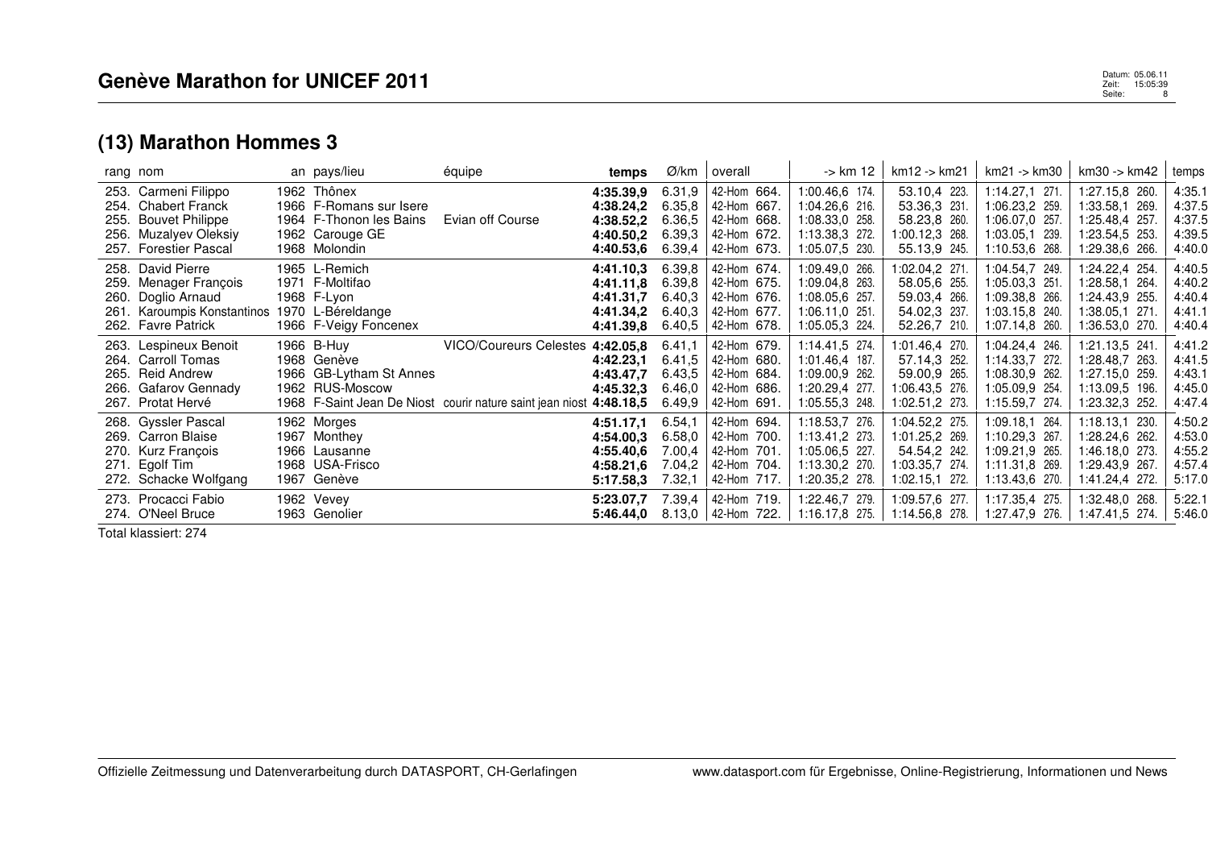# Genève Marathon for UNICEF 2011

Datum: 05.06.11
Zeit: 15:05:39
Seite: 8

## (13) Marathon Hommes 3

| rang | nom | an | pays/lieu | équipe | temps | Ø/km | overall | -> km 12 | km12 -> km21 | km21 -> km30 | km30 -> km42 | temps |
|---|---|---|---|---|---|---|---|---|---|---|---|---|
| 253. | Carmeni Filippo | 1962 | Thônex | | **4:35.39,9** | 6.31,9 | 42-Hom 664. | 1:00.46,6 174. | 53.10,4 223. | 1:14.27,1 271. | 1:27.15,8 260. | 4:35.1 |
| 254. | Chabert Franck | 1966 | F-Romans sur Isere | | **4:38.24,2** | 6.35,8 | 42-Hom 667. | 1:04.26,6 216. | 53.36,3 231. | 1:06.23,2 259. | 1:33.58,1 269. | 4:37.5 |
| 255. | Bouvet Philippe | 1964 | F-Thonon les Bains | Evian off Course | **4:38.52,2** | 6.36,5 | 42-Hom 668. | 1:08.33,0 258. | 58.23,8 260. | 1:06.07,0 257. | 1:25.48,4 257. | 4:37.5 |
| 256. | Muzalyev Oleksiy | 1962 | Carouge GE | | **4:40.50,2** | 6.39,3 | 42-Hom 672. | 1:13.38,3 272. | 1:00.12,3 268. | 1:03.05,1 239. | 1:23.54,5 253. | 4:39.5 |
| 257. | Forestier Pascal | 1968 | Molondin | | **4:40.53,6** | 6.39,4 | 42-Hom 673. | 1:05.07,5 230. | 55.13,9 245. | 1:10.53,6 268. | 1:29.38,6 266. | 4:40.0 |
| 258. | David Pierre | 1965 | L-Remich | | **4:41.10,3** | 6.39,8 | 42-Hom 674. | 1:09.49,0 266. | 1:02.04,2 271. | 1:04.54,7 249. | 1:24.22,4 254. | 4:40.5 |
| 259. | Menager François | 1971 | F-Moltifao | | **4:41.11,8** | 6.39,8 | 42-Hom 675. | 1:09.04,8 263. | 58.05,6 255. | 1:05.03,3 251. | 1:28.58,1 264. | 4:40.2 |
| 260. | Doglio Arnaud | 1968 | F-Lyon | | **4:41.31,7** | 6.40,3 | 42-Hom 676. | 1:08.05,6 257. | 59.03,4 266. | 1:09.38,8 266. | 1:24.43,9 255. | 4:40.4 |
| 261. | Karoumpis Konstantinos | 1970 | L-Béreldange | | **4:41.34,2** | 6.40,3 | 42-Hom 677. | 1:06.11,0 251. | 54.02,3 237. | 1:03.15,8 240. | 1:38.05,1 271. | 4:41.1 |
| 262. | Favre Patrick | 1966 | F-Veigy Foncenex | | **4:41.39,8** | 6.40,5 | 42-Hom 678. | 1:05.05,3 224. | 52.26,7 210. | 1:07.14,8 260. | 1:36.53,0 270. | 4:40.4 |
| 263. | Lespineux Benoit | 1966 | B-Huy | VICO/Coureurs Celestes | **4:42.05,8** | 6.41,1 | 42-Hom 679. | 1:14.41,5 274. | 1:01.46,4 270. | 1:04.24,4 246. | 1:21.13,5 241. | 4:41.2 |
| 264. | Carroll Tomas | 1968 | Genève | | **4:42.23,1** | 6.41,5 | 42-Hom 680. | 1:01.46,4 187. | 57.14,3 252. | 1:14.33,7 272. | 1:28.48,7 263. | 4:41.5 |
| 265. | Reid Andrew | 1966 | GB-Lytham St Annes | | **4:43.47,7** | 6.43,5 | 42-Hom 684. | 1:09.00,9 262. | 59.00,9 265. | 1:08.30,9 262. | 1:27.15,0 259. | 4:43.1 |
| 266. | Gafarov Gennady | 1962 | RUS-Moscow | | **4:45.32,3** | 6.46,0 | 42-Hom 686. | 1:20.29,4 277. | 1:06.43,5 276. | 1:05.09,9 254. | 1:13.09,5 196. | 4:45.0 |
| 267. | Protat Hervé | 1968 | F-Saint Jean De Niost | courir nature saint jean niost | **4:48.18,5** | 6.49,9 | 42-Hom 691. | 1:05.55,3 248. | 1:02.51,2 273. | 1:15.59,7 274. | 1:23.32,3 252. | 4:47.4 |
| 268. | Gyssler Pascal | 1962 | Morges | | **4:51.17,1** | 6.54,1 | 42-Hom 694. | 1:18.53,7 276. | 1:04.52,2 275. | 1:09.18,1 264. | 1:18.13,1 230. | 4:50.2 |
| 269. | Carron Blaise | 1967 | Monthey | | **4:54.00,3** | 6.58,0 | 42-Hom 700. | 1:13.41,2 273. | 1:01.25,2 269. | 1:10.29,3 267. | 1:28.24,6 262. | 4:53.0 |
| 270. | Kurz François | 1966 | Lausanne | | **4:55.40,6** | 7.00,4 | 42-Hom 701. | 1:05.06,5 227. | 54.54,2 242. | 1:09.21,9 265. | 1:46.18,0 273. | 4:55.2 |
| 271. | Egolf Tim | 1968 | USA-Frisco | | **4:58.21,6** | 7.04,2 | 42-Hom 704. | 1:13.30,2 270. | 1:03.35,7 274. | 1:11.31,8 269. | 1:29.43,9 267. | 4:57.4 |
| 272. | Schacke Wolfgang | 1967 | Genève | | **5:17.58,3** | 7.32,1 | 42-Hom 717. | 1:20.35,2 278. | 1:02.15,1 272. | 1:13.43,6 270. | 1:41.24,4 272. | 5:17.0 |
| 273. | Procacci Fabio | 1962 | Vevey | | **5:23.07,7** | 7.39,4 | 42-Hom 719. | 1:22.46,7 279. | 1:09.57,6 277. | 1:17.35,4 275. | 1:32.48,0 268. | 5:22.1 |
| 274. | O'Neel Bruce | 1963 | Genolier | | **5:46.44,0** | 8.13,0 | 42-Hom 722. | 1:16.17,8 275. | 1:14.56,8 278. | 1:27.47,9 276. | 1:47.41,5 274. | 5:46.0 |

Total klassiert: 274

Offizielle Zeitmessung und Datenverarbeitung durch DATASPORT, CH-Gerlafingen

www.datasport.com für Ergebnisse, Online-Registrierung, Informationen und News